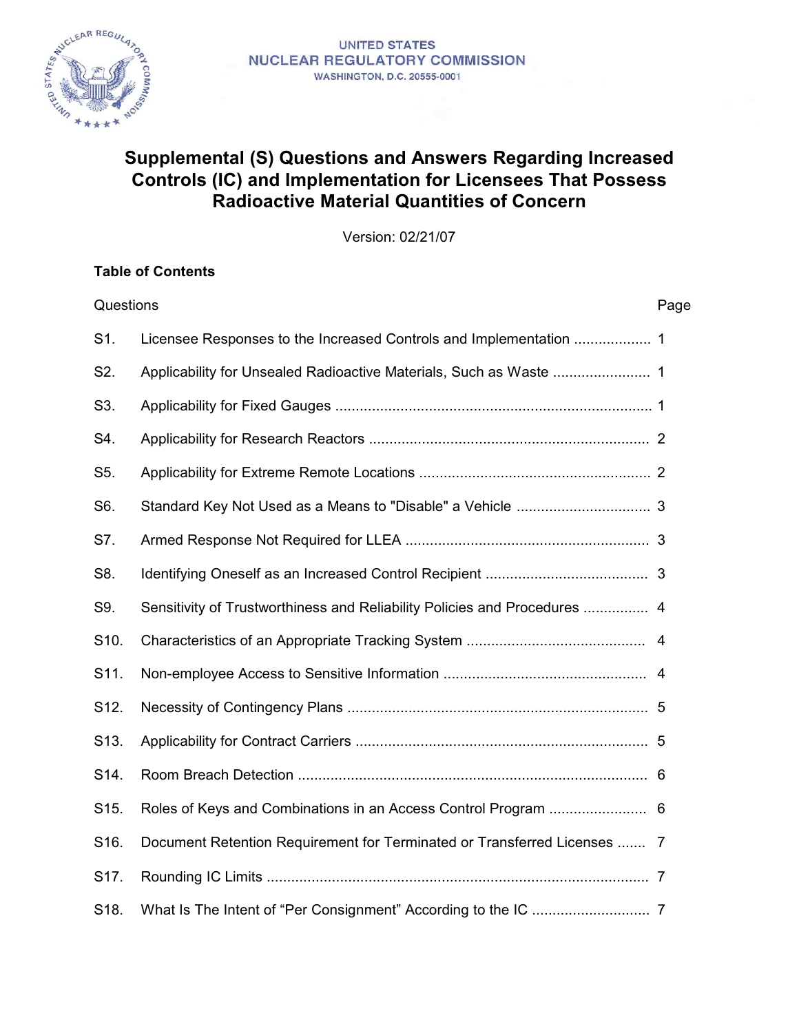UNITED STATES
NUCLEAR REGULATORY COMMISSION
WASHINGTON, D.C. 20555-0001

# Supplemental (S) Questions and Answers Regarding Increased Controls (IC) and Implementation for Licensees That Possess Radioactive Material Quantities of Concern

Version: 02/21/07

**Table of Contents**

| Questions | | Page |
|---|---|---|
| S1. | Licensee Responses to the Increased Controls and Implementation | 1 |
| S2. | Applicability for Unsealed Radioactive Materials, Such as Waste | 1 |
| S3. | Applicability for Fixed Gauges | 1 |
| S4. | Applicability for Research Reactors | 2 |
| S5. | Applicability for Extreme Remote Locations | 2 |
| S6. | Standard Key Not Used as a Means to "Disable" a Vehicle | 3 |
| S7. | Armed Response Not Required for LLEA | 3 |
| S8. | Identifying Oneself as an Increased Control Recipient | 3 |
| S9. | Sensitivity of Trustworthiness and Reliability Policies and Procedures | 4 |
| S10. | Characteristics of an Appropriate Tracking System | 4 |
| S11. | Non-employee Access to Sensitive Information | 4 |
| S12. | Necessity of Contingency Plans | 5 |
| S13. | Applicability for Contract Carriers | 5 |
| S14. | Room Breach Detection | 6 |
| S15. | Roles of Keys and Combinations in an Access Control Program | 6 |
| S16. | Document Retention Requirement for Terminated or Transferred Licenses | 7 |
| S17. | Rounding IC Limits | 7 |
| S18. | What Is The Intent of "Per Consignment" According to the IC | 7 |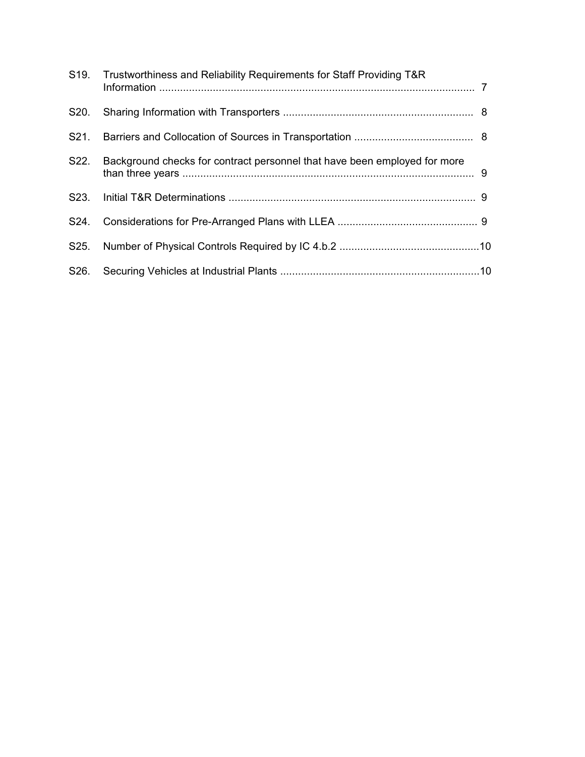| | | |
|---|---|---|
| S19. | Trustworthiness and Reliability Requirements for Staff Providing T&R Information | 7 |
| S20. | Sharing Information with Transporters | 8 |
| S21. | Barriers and Collocation of Sources in Transportation | 8 |
| S22. | Background checks for contract personnel that have been employed for more than three years | 9 |
| S23. | Initial T&R Determinations | 9 |
| S24. | Considerations for Pre-Arranged Plans with LLEA | 9 |
| S25. | Number of Physical Controls Required by IC 4.b.2 | 10 |
| S26. | Securing Vehicles at Industrial Plants | 10 |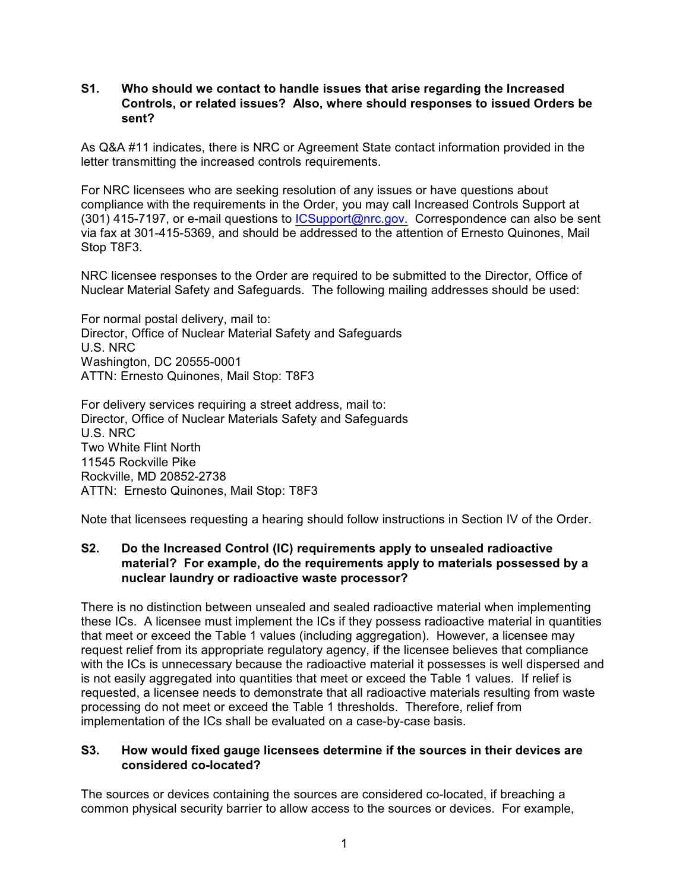**S1. Who should we contact to handle issues that arise regarding the Increased Controls, or related issues? Also, where should responses to issued Orders be sent?**

As Q&A #11 indicates, there is NRC or Agreement State contact information provided in the letter transmitting the increased controls requirements.

For NRC licensees who are seeking resolution of any issues or have questions about compliance with the requirements in the Order, you may call Increased Controls Support at (301) 415-7197, or e-mail questions to ICSupport@nrc.gov. Correspondence can also be sent via fax at 301-415-5369, and should be addressed to the attention of Ernesto Quinones, Mail Stop T8F3.

NRC licensee responses to the Order are required to be submitted to the Director, Office of Nuclear Material Safety and Safeguards. The following mailing addresses should be used:

For normal postal delivery, mail to:
Director, Office of Nuclear Material Safety and Safeguards
U.S. NRC
Washington, DC 20555-0001
ATTN: Ernesto Quinones, Mail Stop: T8F3

For delivery services requiring a street address, mail to:
Director, Office of Nuclear Materials Safety and Safeguards
U.S. NRC
Two White Flint North
11545 Rockville Pike
Rockville, MD 20852-2738
ATTN: Ernesto Quinones, Mail Stop: T8F3

Note that licensees requesting a hearing should follow instructions in Section IV of the Order.

**S2. Do the Increased Control (IC) requirements apply to unsealed radioactive material? For example, do the requirements apply to materials possessed by a nuclear laundry or radioactive waste processor?**

There is no distinction between unsealed and sealed radioactive material when implementing these ICs. A licensee must implement the ICs if they possess radioactive material in quantities that meet or exceed the Table 1 values (including aggregation). However, a licensee may request relief from its appropriate regulatory agency, if the licensee believes that compliance with the ICs is unnecessary because the radioactive material it possesses is well dispersed and is not easily aggregated into quantities that meet or exceed the Table 1 values. If relief is requested, a licensee needs to demonstrate that all radioactive materials resulting from waste processing do not meet or exceed the Table 1 thresholds. Therefore, relief from implementation of the ICs shall be evaluated on a case-by-case basis.

**S3. How would fixed gauge licensees determine if the sources in their devices are considered co-located?**

The sources or devices containing the sources are considered co-located, if breaching a common physical security barrier to allow access to the sources or devices. For example,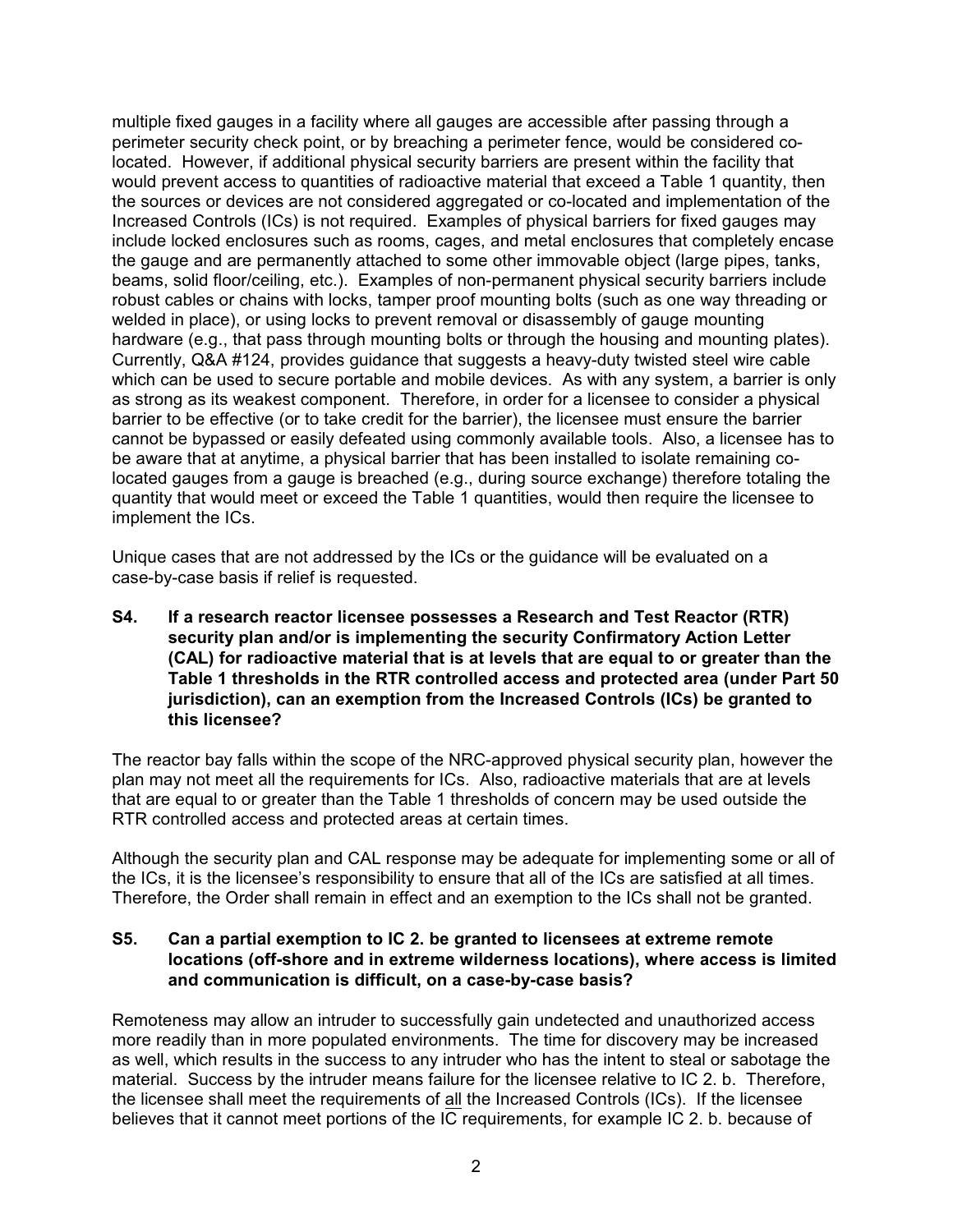multiple fixed gauges in a facility where all gauges are accessible after passing through a perimeter security check point, or by breaching a perimeter fence, would be considered co-located. However, if additional physical security barriers are present within the facility that would prevent access to quantities of radioactive material that exceed a Table 1 quantity, then the sources or devices are not considered aggregated or co-located and implementation of the Increased Controls (ICs) is not required. Examples of physical barriers for fixed gauges may include locked enclosures such as rooms, cages, and metal enclosures that completely encase the gauge and are permanently attached to some other immovable object (large pipes, tanks, beams, solid floor/ceiling, etc.). Examples of non-permanent physical security barriers include robust cables or chains with locks, tamper proof mounting bolts (such as one way threading or welded in place), or using locks to prevent removal or disassembly of gauge mounting hardware (e.g., that pass through mounting bolts or through the housing and mounting plates). Currently, Q&A #124, provides guidance that suggests a heavy-duty twisted steel wire cable which can be used to secure portable and mobile devices. As with any system, a barrier is only as strong as its weakest component. Therefore, in order for a licensee to consider a physical barrier to be effective (or to take credit for the barrier), the licensee must ensure the barrier cannot be bypassed or easily defeated using commonly available tools. Also, a licensee has to be aware that at anytime, a physical barrier that has been installed to isolate remaining co-located gauges from a gauge is breached (e.g., during source exchange) therefore totaling the quantity that would meet or exceed the Table 1 quantities, would then require the licensee to implement the ICs.

Unique cases that are not addressed by the ICs or the guidance will be evaluated on a case-by-case basis if relief is requested.

**S4. If a research reactor licensee possesses a Research and Test Reactor (RTR) security plan and/or is implementing the security Confirmatory Action Letter (CAL) for radioactive material that is at levels that are equal to or greater than the Table 1 thresholds in the RTR controlled access and protected area (under Part 50 jurisdiction), can an exemption from the Increased Controls (ICs) be granted to this licensee?**

The reactor bay falls within the scope of the NRC-approved physical security plan, however the plan may not meet all the requirements for ICs. Also, radioactive materials that are at levels that are equal to or greater than the Table 1 thresholds of concern may be used outside the RTR controlled access and protected areas at certain times.

Although the security plan and CAL response may be adequate for implementing some or all of the ICs, it is the licensee's responsibility to ensure that all of the ICs are satisfied at all times. Therefore, the Order shall remain in effect and an exemption to the ICs shall not be granted.

**S5. Can a partial exemption to IC 2. be granted to licensees at extreme remote locations (off-shore and in extreme wilderness locations), where access is limited and communication is difficult, on a case-by-case basis?**

Remoteness may allow an intruder to successfully gain undetected and unauthorized access more readily than in more populated environments. The time for discovery may be increased as well, which results in the success to any intruder who has the intent to steal or sabotage the material. Success by the intruder means failure for the licensee relative to IC 2. b. Therefore, the licensee shall meet the requirements of <u>all</u> the Increased Controls (ICs). If the licensee believes that it cannot meet portions of the IC requirements, for example IC 2. b. because of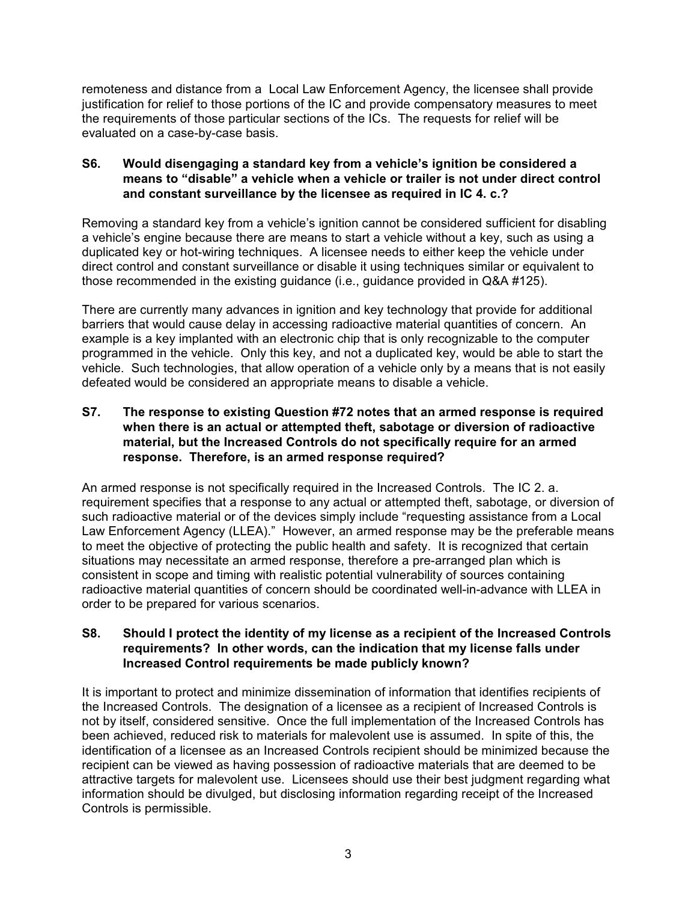remoteness and distance from a Local Law Enforcement Agency, the licensee shall provide justification for relief to those portions of the IC and provide compensatory measures to meet the requirements of those particular sections of the ICs. The requests for relief will be evaluated on a case-by-case basis.

**S6. Would disengaging a standard key from a vehicle's ignition be considered a means to "disable" a vehicle when a vehicle or trailer is not under direct control and constant surveillance by the licensee as required in IC 4. c.?**

Removing a standard key from a vehicle's ignition cannot be considered sufficient for disabling a vehicle's engine because there are means to start a vehicle without a key, such as using a duplicated key or hot-wiring techniques. A licensee needs to either keep the vehicle under direct control and constant surveillance or disable it using techniques similar or equivalent to those recommended in the existing guidance (i.e., guidance provided in Q&A #125).

There are currently many advances in ignition and key technology that provide for additional barriers that would cause delay in accessing radioactive material quantities of concern. An example is a key implanted with an electronic chip that is only recognizable to the computer programmed in the vehicle. Only this key, and not a duplicated key, would be able to start the vehicle. Such technologies, that allow operation of a vehicle only by a means that is not easily defeated would be considered an appropriate means to disable a vehicle.

**S7. The response to existing Question #72 notes that an armed response is required when there is an actual or attempted theft, sabotage or diversion of radioactive material, but the Increased Controls do not specifically require for an armed response. Therefore, is an armed response required?**

An armed response is not specifically required in the Increased Controls. The IC 2. a. requirement specifies that a response to any actual or attempted theft, sabotage, or diversion of such radioactive material or of the devices simply include "requesting assistance from a Local Law Enforcement Agency (LLEA)." However, an armed response may be the preferable means to meet the objective of protecting the public health and safety. It is recognized that certain situations may necessitate an armed response, therefore a pre-arranged plan which is consistent in scope and timing with realistic potential vulnerability of sources containing radioactive material quantities of concern should be coordinated well-in-advance with LLEA in order to be prepared for various scenarios.

**S8. Should I protect the identity of my license as a recipient of the Increased Controls requirements? In other words, can the indication that my license falls under Increased Control requirements be made publicly known?**

It is important to protect and minimize dissemination of information that identifies recipients of the Increased Controls. The designation of a licensee as a recipient of Increased Controls is not by itself, considered sensitive. Once the full implementation of the Increased Controls has been achieved, reduced risk to materials for malevolent use is assumed. In spite of this, the identification of a licensee as an Increased Controls recipient should be minimized because the recipient can be viewed as having possession of radioactive materials that are deemed to be attractive targets for malevolent use. Licensees should use their best judgment regarding what information should be divulged, but disclosing information regarding receipt of the Increased Controls is permissible.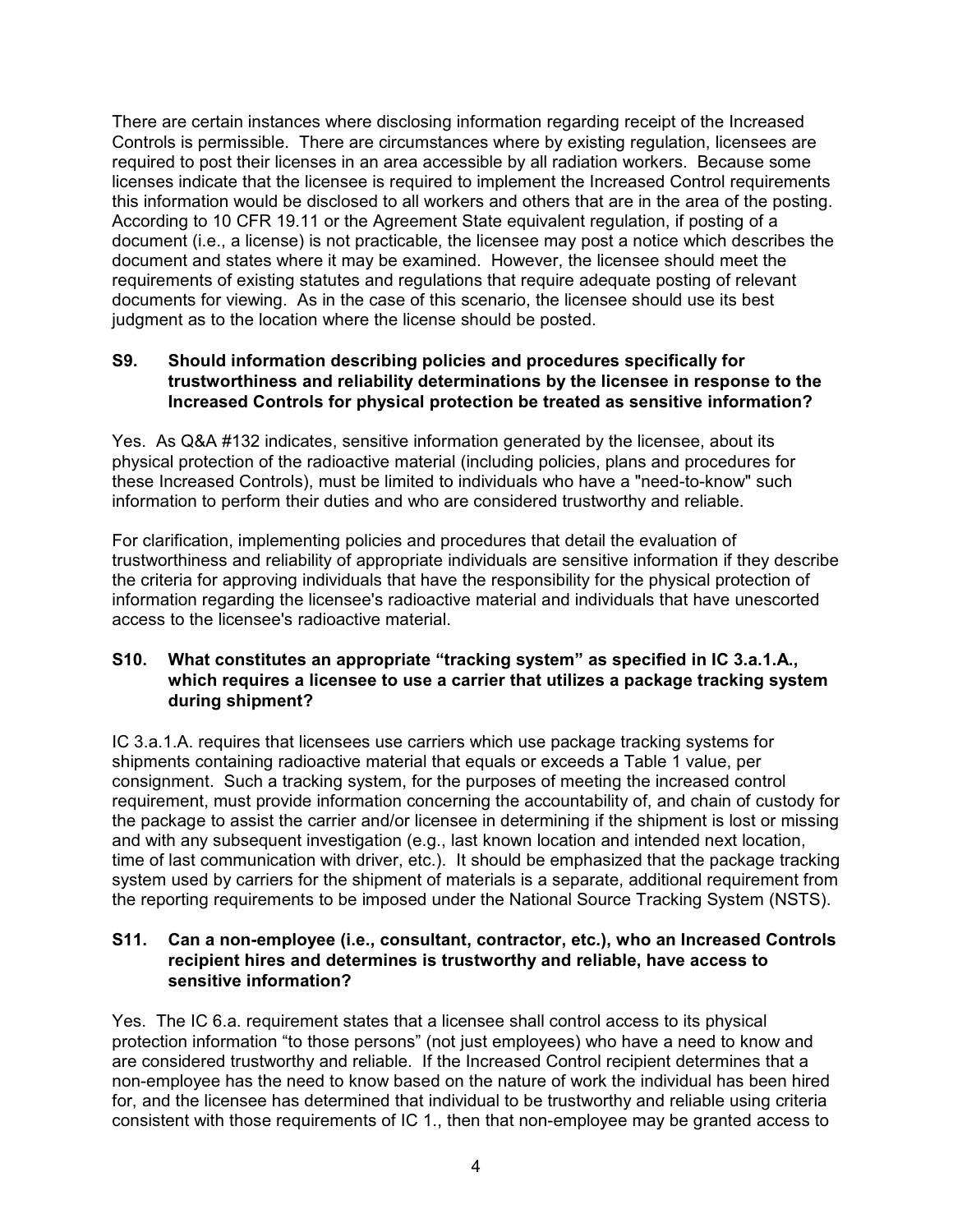There are certain instances where disclosing information regarding receipt of the Increased Controls is permissible. There are circumstances where by existing regulation, licensees are required to post their licenses in an area accessible by all radiation workers. Because some licenses indicate that the licensee is required to implement the Increased Control requirements this information would be disclosed to all workers and others that are in the area of the posting. According to 10 CFR 19.11 or the Agreement State equivalent regulation, if posting of a document (i.e., a license) is not practicable, the licensee may post a notice which describes the document and states where it may be examined. However, the licensee should meet the requirements of existing statutes and regulations that require adequate posting of relevant documents for viewing. As in the case of this scenario, the licensee should use its best judgment as to the location where the license should be posted.

**S9. Should information describing policies and procedures specifically for trustworthiness and reliability determinations by the licensee in response to the Increased Controls for physical protection be treated as sensitive information?**

Yes. As Q&A #132 indicates, sensitive information generated by the licensee, about its physical protection of the radioactive material (including policies, plans and procedures for these Increased Controls), must be limited to individuals who have a "need-to-know" such information to perform their duties and who are considered trustworthy and reliable.

For clarification, implementing policies and procedures that detail the evaluation of trustworthiness and reliability of appropriate individuals are sensitive information if they describe the criteria for approving individuals that have the responsibility for the physical protection of information regarding the licensee's radioactive material and individuals that have unescorted access to the licensee's radioactive material.

**S10. What constitutes an appropriate "tracking system" as specified in IC 3.a.1.A., which requires a licensee to use a carrier that utilizes a package tracking system during shipment?**

IC 3.a.1.A. requires that licensees use carriers which use package tracking systems for shipments containing radioactive material that equals or exceeds a Table 1 value, per consignment. Such a tracking system, for the purposes of meeting the increased control requirement, must provide information concerning the accountability of, and chain of custody for the package to assist the carrier and/or licensee in determining if the shipment is lost or missing and with any subsequent investigation (e.g., last known location and intended next location, time of last communication with driver, etc.). It should be emphasized that the package tracking system used by carriers for the shipment of materials is a separate, additional requirement from the reporting requirements to be imposed under the National Source Tracking System (NSTS).

**S11. Can a non-employee (i.e., consultant, contractor, etc.), who an Increased Controls recipient hires and determines is trustworthy and reliable, have access to sensitive information?**

Yes. The IC 6.a. requirement states that a licensee shall control access to its physical protection information "to those persons" (not just employees) who have a need to know and are considered trustworthy and reliable. If the Increased Control recipient determines that a non-employee has the need to know based on the nature of work the individual has been hired for, and the licensee has determined that individual to be trustworthy and reliable using criteria consistent with those requirements of IC 1., then that non-employee may be granted access to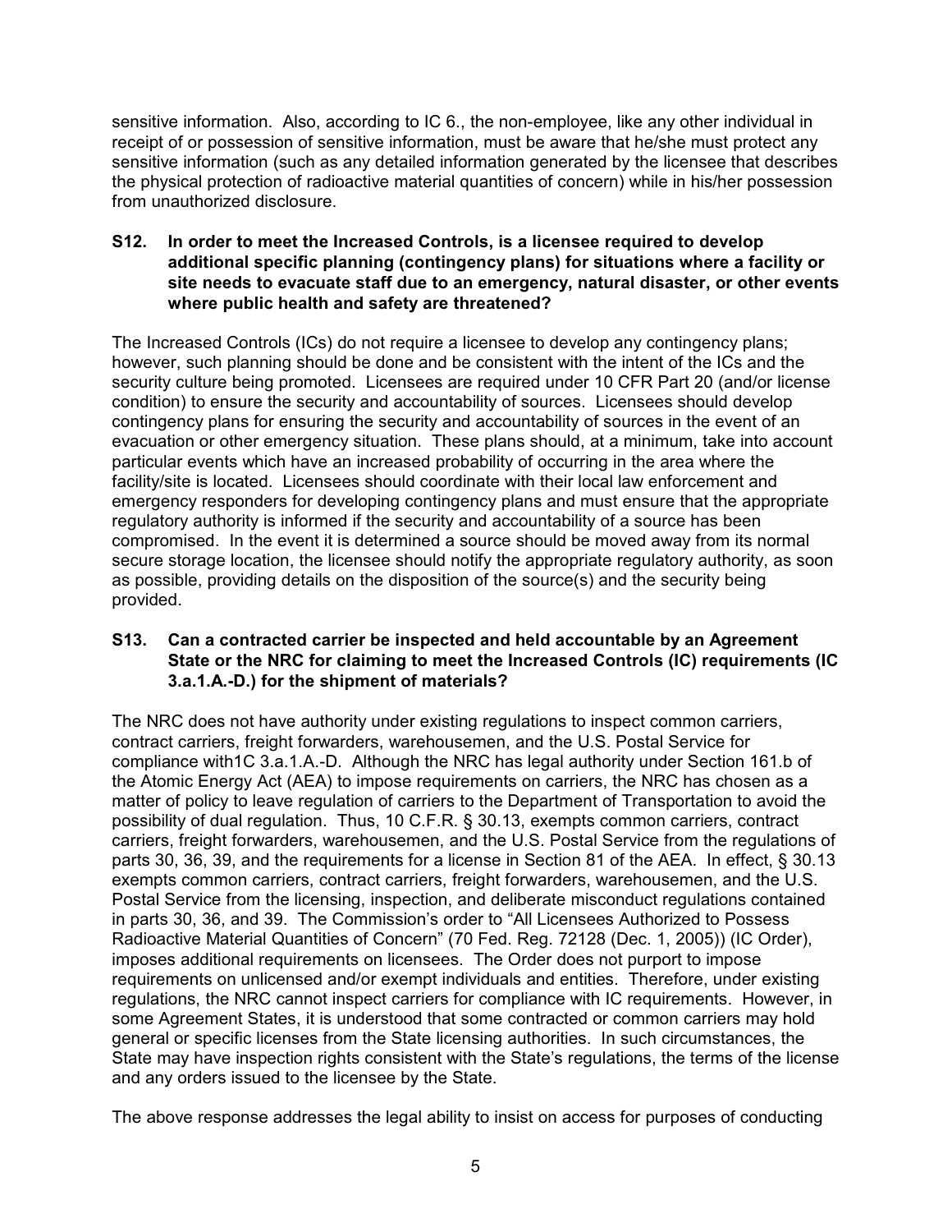sensitive information. Also, according to IC 6., the non-employee, like any other individual in receipt of or possession of sensitive information, must be aware that he/she must protect any sensitive information (such as any detailed information generated by the licensee that describes the physical protection of radioactive material quantities of concern) while in his/her possession from unauthorized disclosure.

**S12. In order to meet the Increased Controls, is a licensee required to develop additional specific planning (contingency plans) for situations where a facility or site needs to evacuate staff due to an emergency, natural disaster, or other events where public health and safety are threatened?**

The Increased Controls (ICs) do not require a licensee to develop any contingency plans; however, such planning should be done and be consistent with the intent of the ICs and the security culture being promoted. Licensees are required under 10 CFR Part 20 (and/or license condition) to ensure the security and accountability of sources. Licensees should develop contingency plans for ensuring the security and accountability of sources in the event of an evacuation or other emergency situation. These plans should, at a minimum, take into account particular events which have an increased probability of occurring in the area where the facility/site is located. Licensees should coordinate with their local law enforcement and emergency responders for developing contingency plans and must ensure that the appropriate regulatory authority is informed if the security and accountability of a source has been compromised. In the event it is determined a source should be moved away from its normal secure storage location, the licensee should notify the appropriate regulatory authority, as soon as possible, providing details on the disposition of the source(s) and the security being provided.

**S13. Can a contracted carrier be inspected and held accountable by an Agreement State or the NRC for claiming to meet the Increased Controls (IC) requirements (IC 3.a.1.A.-D.) for the shipment of materials?**

The NRC does not have authority under existing regulations to inspect common carriers, contract carriers, freight forwarders, warehousemen, and the U.S. Postal Service for compliance with1C 3.a.1.A.-D. Although the NRC has legal authority under Section 161.b of the Atomic Energy Act (AEA) to impose requirements on carriers, the NRC has chosen as a matter of policy to leave regulation of carriers to the Department of Transportation to avoid the possibility of dual regulation. Thus, 10 C.F.R. § 30.13, exempts common carriers, contract carriers, freight forwarders, warehousemen, and the U.S. Postal Service from the regulations of parts 30, 36, 39, and the requirements for a license in Section 81 of the AEA. In effect, § 30.13 exempts common carriers, contract carriers, freight forwarders, warehousemen, and the U.S. Postal Service from the licensing, inspection, and deliberate misconduct regulations contained in parts 30, 36, and 39. The Commission's order to "All Licensees Authorized to Possess Radioactive Material Quantities of Concern" (70 Fed. Reg. 72128 (Dec. 1, 2005)) (IC Order), imposes additional requirements on licensees. The Order does not purport to impose requirements on unlicensed and/or exempt individuals and entities. Therefore, under existing regulations, the NRC cannot inspect carriers for compliance with IC requirements. However, in some Agreement States, it is understood that some contracted or common carriers may hold general or specific licenses from the State licensing authorities. In such circumstances, the State may have inspection rights consistent with the State's regulations, the terms of the license and any orders issued to the licensee by the State.

The above response addresses the legal ability to insist on access for purposes of conducting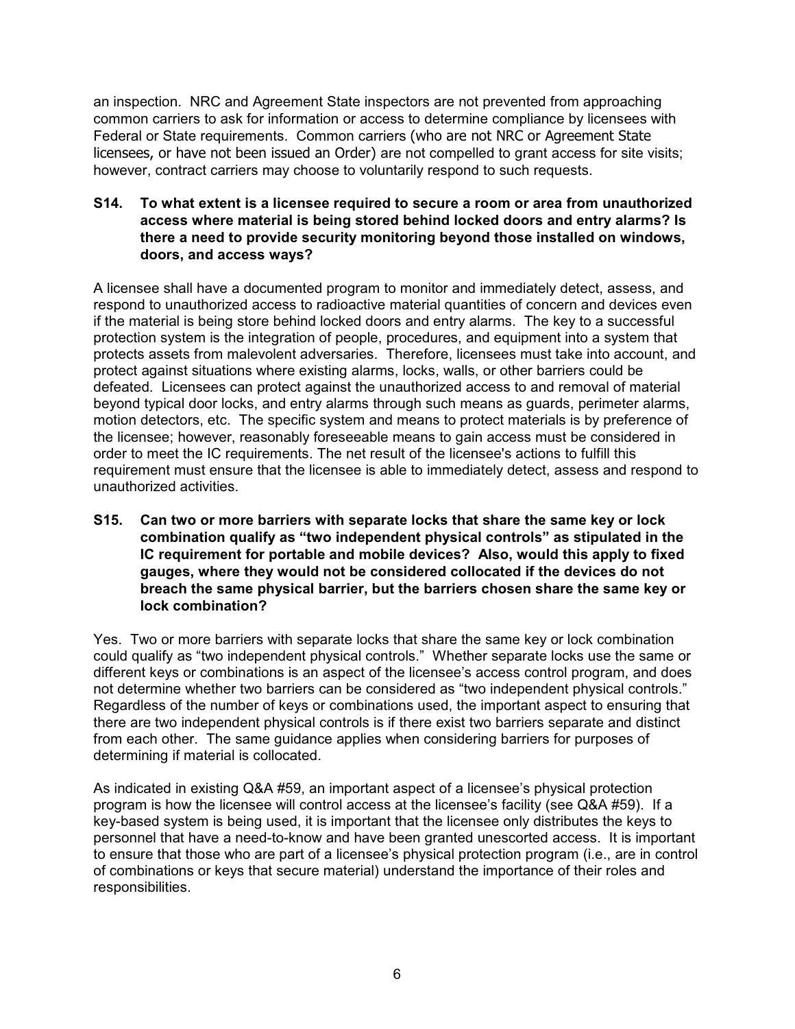an inspection. NRC and Agreement State inspectors are not prevented from approaching common carriers to ask for information or access to determine compliance by licensees with Federal or State requirements. Common carriers (who are not NRC or Agreement State licensees, or have not been issued an Order) are not compelled to grant access for site visits; however, contract carriers may choose to voluntarily respond to such requests.

**S14. To what extent is a licensee required to secure a room or area from unauthorized access where material is being stored behind locked doors and entry alarms? Is there a need to provide security monitoring beyond those installed on windows, doors, and access ways?**

A licensee shall have a documented program to monitor and immediately detect, assess, and respond to unauthorized access to radioactive material quantities of concern and devices even if the material is being store behind locked doors and entry alarms. The key to a successful protection system is the integration of people, procedures, and equipment into a system that protects assets from malevolent adversaries. Therefore, licensees must take into account, and protect against situations where existing alarms, locks, walls, or other barriers could be defeated. Licensees can protect against the unauthorized access to and removal of material beyond typical door locks, and entry alarms through such means as guards, perimeter alarms, motion detectors, etc. The specific system and means to protect materials is by preference of the licensee; however, reasonably foreseeable means to gain access must be considered in order to meet the IC requirements. The net result of the licensee's actions to fulfill this requirement must ensure that the licensee is able to immediately detect, assess and respond to unauthorized activities.

**S15. Can two or more barriers with separate locks that share the same key or lock combination qualify as "two independent physical controls" as stipulated in the IC requirement for portable and mobile devices? Also, would this apply to fixed gauges, where they would not be considered collocated if the devices do not breach the same physical barrier, but the barriers chosen share the same key or lock combination?**

Yes. Two or more barriers with separate locks that share the same key or lock combination could qualify as "two independent physical controls." Whether separate locks use the same or different keys or combinations is an aspect of the licensee's access control program, and does not determine whether two barriers can be considered as "two independent physical controls." Regardless of the number of keys or combinations used, the important aspect to ensuring that there are two independent physical controls is if there exist two barriers separate and distinct from each other. The same guidance applies when considering barriers for purposes of determining if material is collocated.

As indicated in existing Q&A #59, an important aspect of a licensee's physical protection program is how the licensee will control access at the licensee's facility (see Q&A #59). If a key-based system is being used, it is important that the licensee only distributes the keys to personnel that have a need-to-know and have been granted unescorted access. It is important to ensure that those who are part of a licensee's physical protection program (i.e., are in control of combinations or keys that secure material) understand the importance of their roles and responsibilities.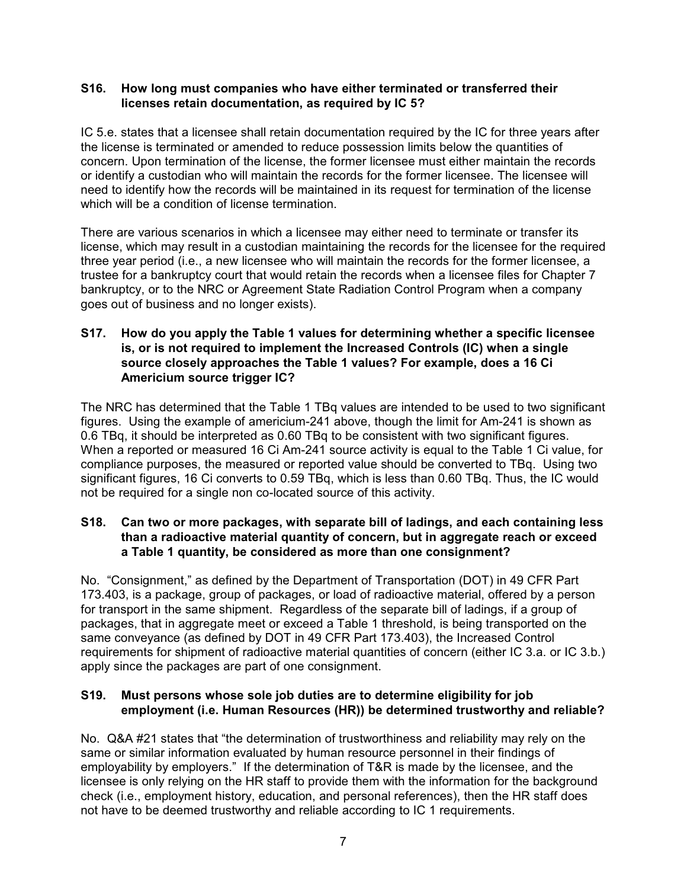**S16. How long must companies who have either terminated or transferred their licenses retain documentation, as required by IC 5?**

IC 5.e. states that a licensee shall retain documentation required by the IC for three years after the license is terminated or amended to reduce possession limits below the quantities of concern. Upon termination of the license, the former licensee must either maintain the records or identify a custodian who will maintain the records for the former licensee. The licensee will need to identify how the records will be maintained in its request for termination of the license which will be a condition of license termination.

There are various scenarios in which a licensee may either need to terminate or transfer its license, which may result in a custodian maintaining the records for the licensee for the required three year period (i.e., a new licensee who will maintain the records for the former licensee, a trustee for a bankruptcy court that would retain the records when a licensee files for Chapter 7 bankruptcy, or to the NRC or Agreement State Radiation Control Program when a company goes out of business and no longer exists).

**S17. How do you apply the Table 1 values for determining whether a specific licensee is, or is not required to implement the Increased Controls (IC) when a single source closely approaches the Table 1 values? For example, does a 16 Ci Americium source trigger IC?**

The NRC has determined that the Table 1 TBq values are intended to be used to two significant figures. Using the example of americium-241 above, though the limit for Am-241 is shown as 0.6 TBq, it should be interpreted as 0.60 TBq to be consistent with two significant figures. When a reported or measured 16 Ci Am-241 source activity is equal to the Table 1 Ci value, for compliance purposes, the measured or reported value should be converted to TBq. Using two significant figures, 16 Ci converts to 0.59 TBq, which is less than 0.60 TBq. Thus, the IC would not be required for a single non co-located source of this activity.

**S18. Can two or more packages, with separate bill of ladings, and each containing less than a radioactive material quantity of concern, but in aggregate reach or exceed a Table 1 quantity, be considered as more than one consignment?**

No. "Consignment," as defined by the Department of Transportation (DOT) in 49 CFR Part 173.403, is a package, group of packages, or load of radioactive material, offered by a person for transport in the same shipment. Regardless of the separate bill of ladings, if a group of packages, that in aggregate meet or exceed a Table 1 threshold, is being transported on the same conveyance (as defined by DOT in 49 CFR Part 173.403), the Increased Control requirements for shipment of radioactive material quantities of concern (either IC 3.a. or IC 3.b.) apply since the packages are part of one consignment.

**S19. Must persons whose sole job duties are to determine eligibility for job employment (i.e. Human Resources (HR)) be determined trustworthy and reliable?**

No. Q&A #21 states that "the determination of trustworthiness and reliability may rely on the same or similar information evaluated by human resource personnel in their findings of employability by employers." If the determination of T&R is made by the licensee, and the licensee is only relying on the HR staff to provide them with the information for the background check (i.e., employment history, education, and personal references), then the HR staff does not have to be deemed trustworthy and reliable according to IC 1 requirements.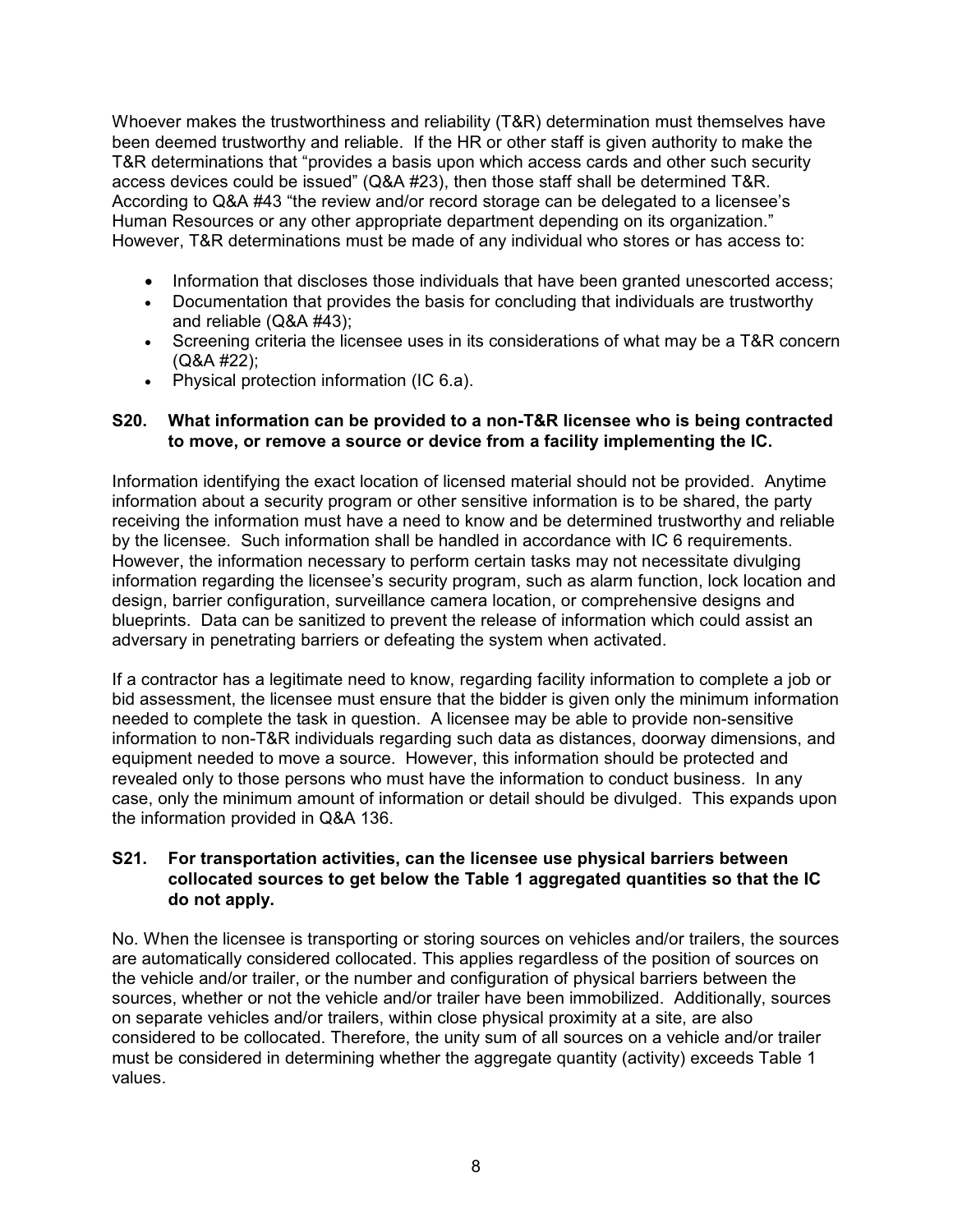Whoever makes the trustworthiness and reliability (T&R) determination must themselves have been deemed trustworthy and reliable. If the HR or other staff is given authority to make the T&R determinations that "provides a basis upon which access cards and other such security access devices could be issued" (Q&A #23), then those staff shall be determined T&R. According to Q&A #43 "the review and/or record storage can be delegated to a licensee's Human Resources or any other appropriate department depending on its organization." However, T&R determinations must be made of any individual who stores or has access to:

- Information that discloses those individuals that have been granted unescorted access;
- Documentation that provides the basis for concluding that individuals are trustworthy and reliable (Q&A #43);
- Screening criteria the licensee uses in its considerations of what may be a T&R concern (Q&A #22);
- Physical protection information (IC 6.a).

### S20. What information can be provided to a non-T&R licensee who is being contracted to move, or remove a source or device from a facility implementing the IC.

Information identifying the exact location of licensed material should not be provided. Anytime information about a security program or other sensitive information is to be shared, the party receiving the information must have a need to know and be determined trustworthy and reliable by the licensee. Such information shall be handled in accordance with IC 6 requirements. However, the information necessary to perform certain tasks may not necessitate divulging information regarding the licensee's security program, such as alarm function, lock location and design, barrier configuration, surveillance camera location, or comprehensive designs and blueprints. Data can be sanitized to prevent the release of information which could assist an adversary in penetrating barriers or defeating the system when activated.

If a contractor has a legitimate need to know, regarding facility information to complete a job or bid assessment, the licensee must ensure that the bidder is given only the minimum information needed to complete the task in question. A licensee may be able to provide non-sensitive information to non-T&R individuals regarding such data as distances, doorway dimensions, and equipment needed to move a source. However, this information should be protected and revealed only to those persons who must have the information to conduct business. In any case, only the minimum amount of information or detail should be divulged. This expands upon the information provided in Q&A 136.

### S21. For transportation activities, can the licensee use physical barriers between collocated sources to get below the Table 1 aggregated quantities so that the IC do not apply.

No. When the licensee is transporting or storing sources on vehicles and/or trailers, the sources are automatically considered collocated. This applies regardless of the position of sources on the vehicle and/or trailer, or the number and configuration of physical barriers between the sources, whether or not the vehicle and/or trailer have been immobilized. Additionally, sources on separate vehicles and/or trailers, within close physical proximity at a site, are also considered to be collocated. Therefore, the unity sum of all sources on a vehicle and/or trailer must be considered in determining whether the aggregate quantity (activity) exceeds Table 1 values.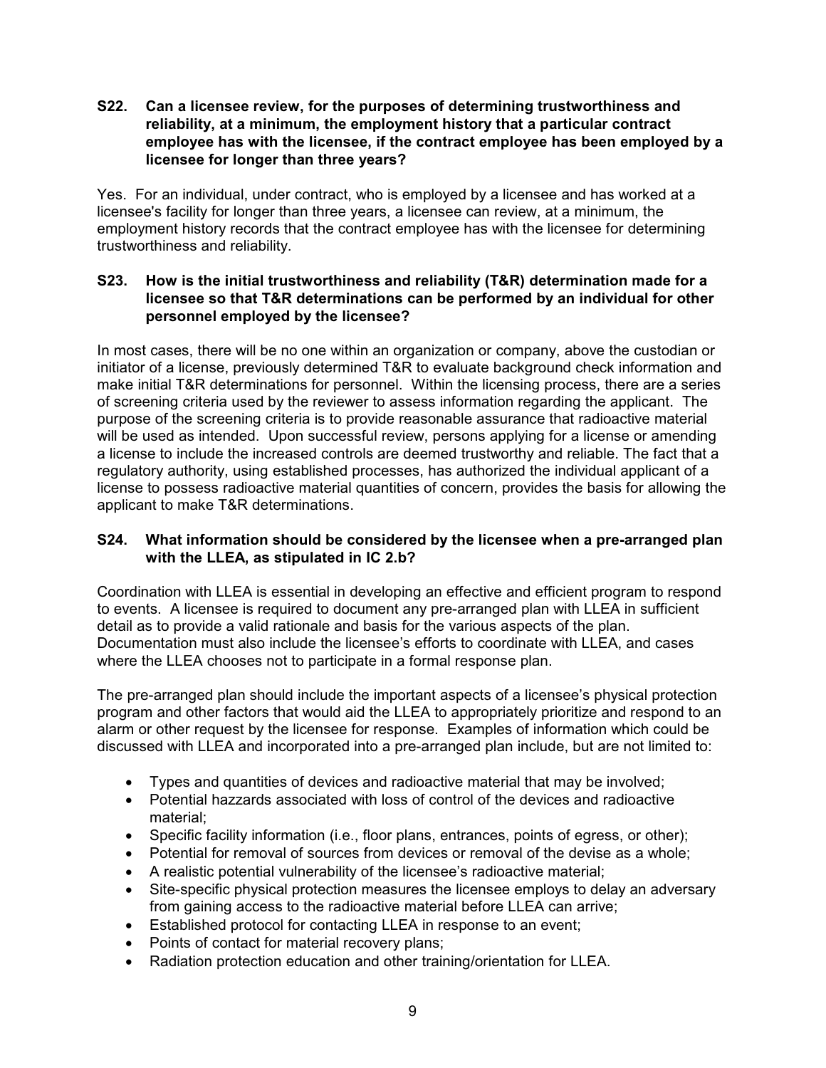**S22. Can a licensee review, for the purposes of determining trustworthiness and reliability, at a minimum, the employment history that a particular contract employee has with the licensee, if the contract employee has been employed by a licensee for longer than three years?**

Yes. For an individual, under contract, who is employed by a licensee and has worked at a licensee's facility for longer than three years, a licensee can review, at a minimum, the employment history records that the contract employee has with the licensee for determining trustworthiness and reliability.

**S23. How is the initial trustworthiness and reliability (T&R) determination made for a licensee so that T&R determinations can be performed by an individual for other personnel employed by the licensee?**

In most cases, there will be no one within an organization or company, above the custodian or initiator of a license, previously determined T&R to evaluate background check information and make initial T&R determinations for personnel. Within the licensing process, there are a series of screening criteria used by the reviewer to assess information regarding the applicant. The purpose of the screening criteria is to provide reasonable assurance that radioactive material will be used as intended. Upon successful review, persons applying for a license or amending a license to include the increased controls are deemed trustworthy and reliable. The fact that a regulatory authority, using established processes, has authorized the individual applicant of a license to possess radioactive material quantities of concern, provides the basis for allowing the applicant to make T&R determinations.

**S24. What information should be considered by the licensee when a pre-arranged plan with the LLEA, as stipulated in IC 2.b?**

Coordination with LLEA is essential in developing an effective and efficient program to respond to events. A licensee is required to document any pre-arranged plan with LLEA in sufficient detail as to provide a valid rationale and basis for the various aspects of the plan. Documentation must also include the licensee's efforts to coordinate with LLEA, and cases where the LLEA chooses not to participate in a formal response plan.

The pre-arranged plan should include the important aspects of a licensee's physical protection program and other factors that would aid the LLEA to appropriately prioritize and respond to an alarm or other request by the licensee for response. Examples of information which could be discussed with LLEA and incorporated into a pre-arranged plan include, but are not limited to:

- Types and quantities of devices and radioactive material that may be involved;
- Potential hazzards associated with loss of control of the devices and radioactive material;
- Specific facility information (i.e., floor plans, entrances, points of egress, or other);
- Potential for removal of sources from devices or removal of the devise as a whole;
- A realistic potential vulnerability of the licensee's radioactive material;
- Site-specific physical protection measures the licensee employs to delay an adversary from gaining access to the radioactive material before LLEA can arrive;
- Established protocol for contacting LLEA in response to an event;
- Points of contact for material recovery plans;
- Radiation protection education and other training/orientation for LLEA.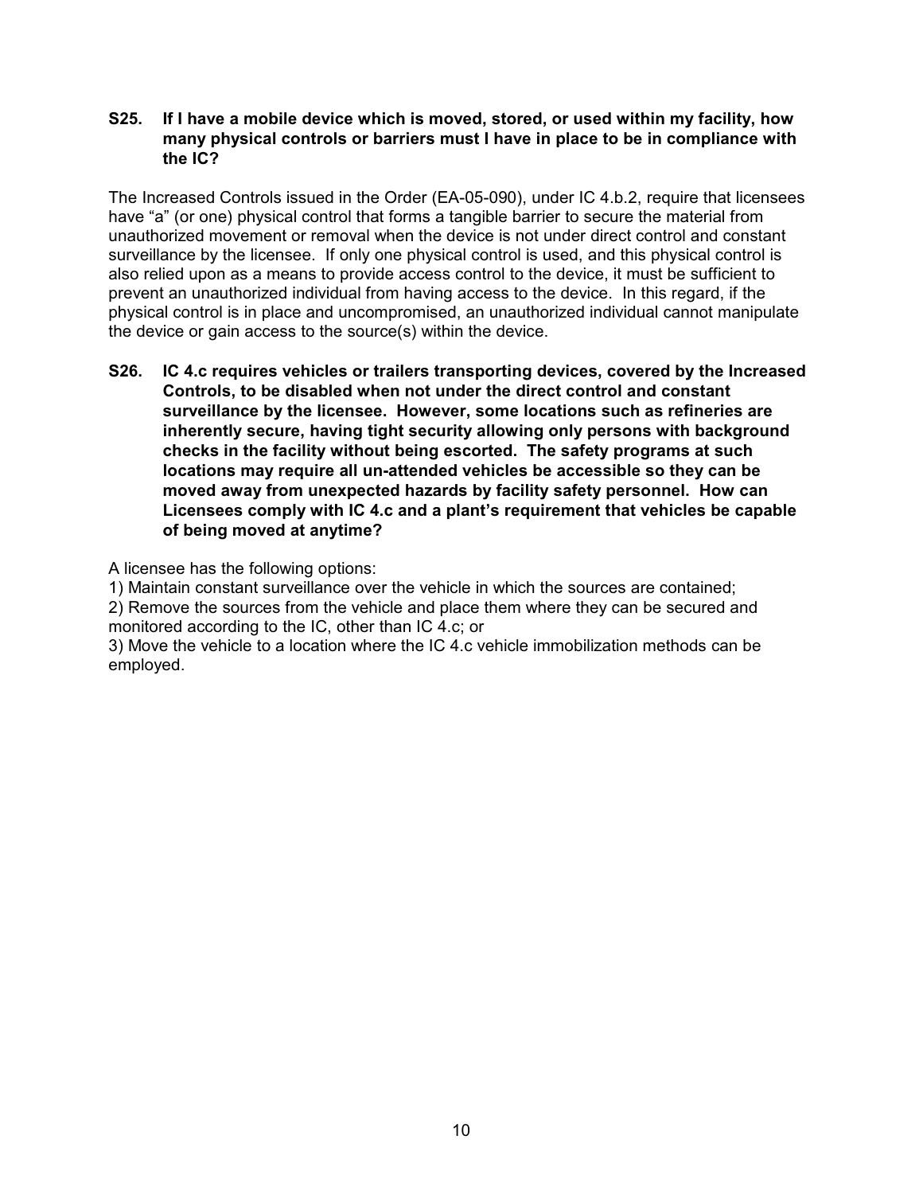**S25. If I have a mobile device which is moved, stored, or used within my facility, how many physical controls or barriers must I have in place to be in compliance with the IC?**

The Increased Controls issued in the Order (EA-05-090), under IC 4.b.2, require that licensees have "a" (or one) physical control that forms a tangible barrier to secure the material from unauthorized movement or removal when the device is not under direct control and constant surveillance by the licensee. If only one physical control is used, and this physical control is also relied upon as a means to provide access control to the device, it must be sufficient to prevent an unauthorized individual from having access to the device. In this regard, if the physical control is in place and uncompromised, an unauthorized individual cannot manipulate the device or gain access to the source(s) within the device.

**S26. IC 4.c requires vehicles or trailers transporting devices, covered by the Increased Controls, to be disabled when not under the direct control and constant surveillance by the licensee. However, some locations such as refineries are inherently secure, having tight security allowing only persons with background checks in the facility without being escorted. The safety programs at such locations may require all un-attended vehicles be accessible so they can be moved away from unexpected hazards by facility safety personnel. How can Licensees comply with IC 4.c and a plant's requirement that vehicles be capable of being moved at anytime?**

A licensee has the following options:

1) Maintain constant surveillance over the vehicle in which the sources are contained;
2) Remove the sources from the vehicle and place them where they can be secured and monitored according to the IC, other than IC 4.c; or
3) Move the vehicle to a location where the IC 4.c vehicle immobilization methods can be employed.